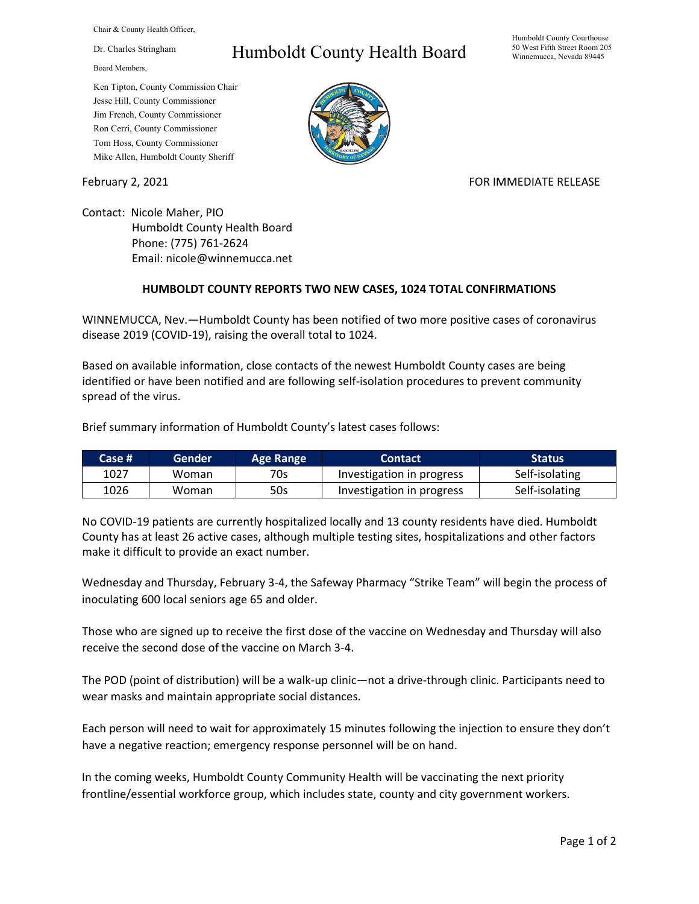Chair & County Health Officer,

Dr. Charles Stringham

# Humboldt County Health Board

Humboldt County Courthouse
50 West Fifth Street Room 205
Winnemucca, Nevada 89445

Board Members,

Ken Tipton, County Commission Chair
Jesse Hill, County Commissioner
Jim French, County Commissioner
Ron Cerri, County Commissioner
Tom Hoss, County Commissioner
Mike Allen, Humboldt County Sheriff

February 2, 2021

FOR IMMEDIATE RELEASE

Contact: Nicole Maher, PIO
Humboldt County Health Board
Phone: (775) 761-2624
Email: nicole@winnemucca.net

**HUMBOLDT COUNTY REPORTS TWO NEW CASES, 1024 TOTAL CONFIRMATIONS**

WINNEMUCCA, Nev.—Humboldt County has been notified of two more positive cases of coronavirus disease 2019 (COVID-19), raising the overall total to 1024.

Based on available information, close contacts of the newest Humboldt County cases are being identified or have been notified and are following self-isolation procedures to prevent community spread of the virus.

Brief summary information of Humboldt County's latest cases follows:

| Case # | Gender | Age Range | Contact | Status |
|---|---|---|---|---|
| 1027 | Woman | 70s | Investigation in progress | Self-isolating |
| 1026 | Woman | 50s | Investigation in progress | Self-isolating |

No COVID-19 patients are currently hospitalized locally and 13 county residents have died. Humboldt County has at least 26 active cases, although multiple testing sites, hospitalizations and other factors make it difficult to provide an exact number.

Wednesday and Thursday, February 3-4, the Safeway Pharmacy "Strike Team" will begin the process of inoculating 600 local seniors age 65 and older.

Those who are signed up to receive the first dose of the vaccine on Wednesday and Thursday will also receive the second dose of the vaccine on March 3-4.

The POD (point of distribution) will be a walk-up clinic—not a drive-through clinic. Participants need to wear masks and maintain appropriate social distances.

Each person will need to wait for approximately 15 minutes following the injection to ensure they don't have a negative reaction; emergency response personnel will be on hand.

In the coming weeks, Humboldt County Community Health will be vaccinating the next priority frontline/essential workforce group, which includes state, county and city government workers.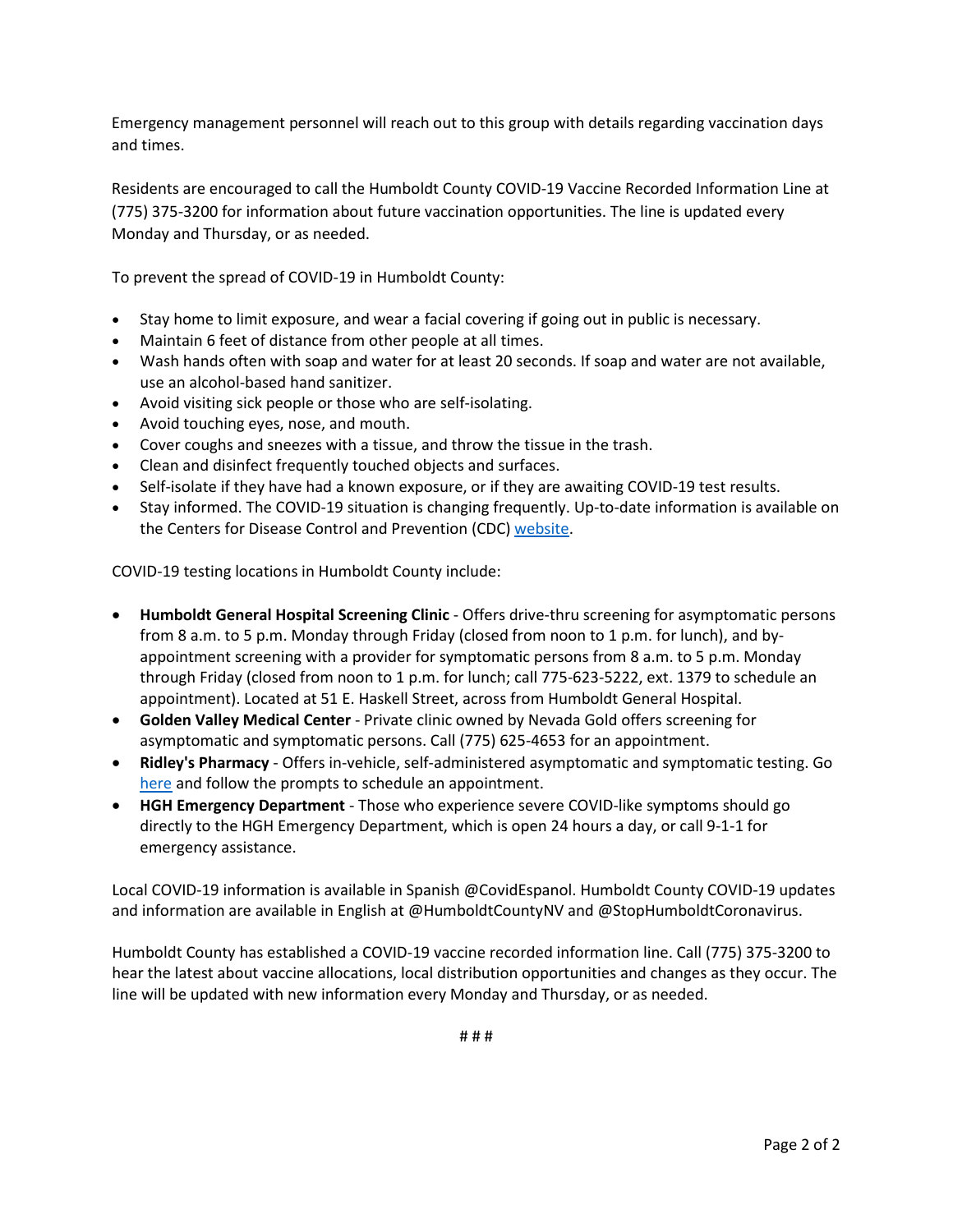Emergency management personnel will reach out to this group with details regarding vaccination days and times.

Residents are encouraged to call the Humboldt County COVID-19 Vaccine Recorded Information Line at (775) 375-3200 for information about future vaccination opportunities. The line is updated every Monday and Thursday, or as needed.

To prevent the spread of COVID-19 in Humboldt County:

- Stay home to limit exposure, and wear a facial covering if going out in public is necessary.
- Maintain 6 feet of distance from other people at all times.
- Wash hands often with soap and water for at least 20 seconds. If soap and water are not available, use an alcohol-based hand sanitizer.
- Avoid visiting sick people or those who are self-isolating.
- Avoid touching eyes, nose, and mouth.
- Cover coughs and sneezes with a tissue, and throw the tissue in the trash.
- Clean and disinfect frequently touched objects and surfaces.
- Self-isolate if they have had a known exposure, or if they are awaiting COVID-19 test results.
- Stay informed. The COVID-19 situation is changing frequently. Up-to-date information is available on the Centers for Disease Control and Prevention (CDC) website.

COVID-19 testing locations in Humboldt County include:

- **Humboldt General Hospital Screening Clinic** - Offers drive-thru screening for asymptomatic persons from 8 a.m. to 5 p.m. Monday through Friday (closed from noon to 1 p.m. for lunch), and by-appointment screening with a provider for symptomatic persons from 8 a.m. to 5 p.m. Monday through Friday (closed from noon to 1 p.m. for lunch; call 775-623-5222, ext. 1379 to schedule an appointment). Located at 51 E. Haskell Street, across from Humboldt General Hospital.
- **Golden Valley Medical Center** - Private clinic owned by Nevada Gold offers screening for asymptomatic and symptomatic persons. Call (775) 625-4653 for an appointment.
- **Ridley's Pharmacy** - Offers in-vehicle, self-administered asymptomatic and symptomatic testing. Go here and follow the prompts to schedule an appointment.
- **HGH Emergency Department** - Those who experience severe COVID-like symptoms should go directly to the HGH Emergency Department, which is open 24 hours a day, or call 9-1-1 for emergency assistance.

Local COVID-19 information is available in Spanish @CovidEspanol. Humboldt County COVID-19 updates and information are available in English at @HumboldtCountyNV and @StopHumboldtCoronavirus.

Humboldt County has established a COVID-19 vaccine recorded information line. Call (775) 375-3200 to hear the latest about vaccine allocations, local distribution opportunities and changes as they occur. The line will be updated with new information every Monday and Thursday, or as needed.

# # #